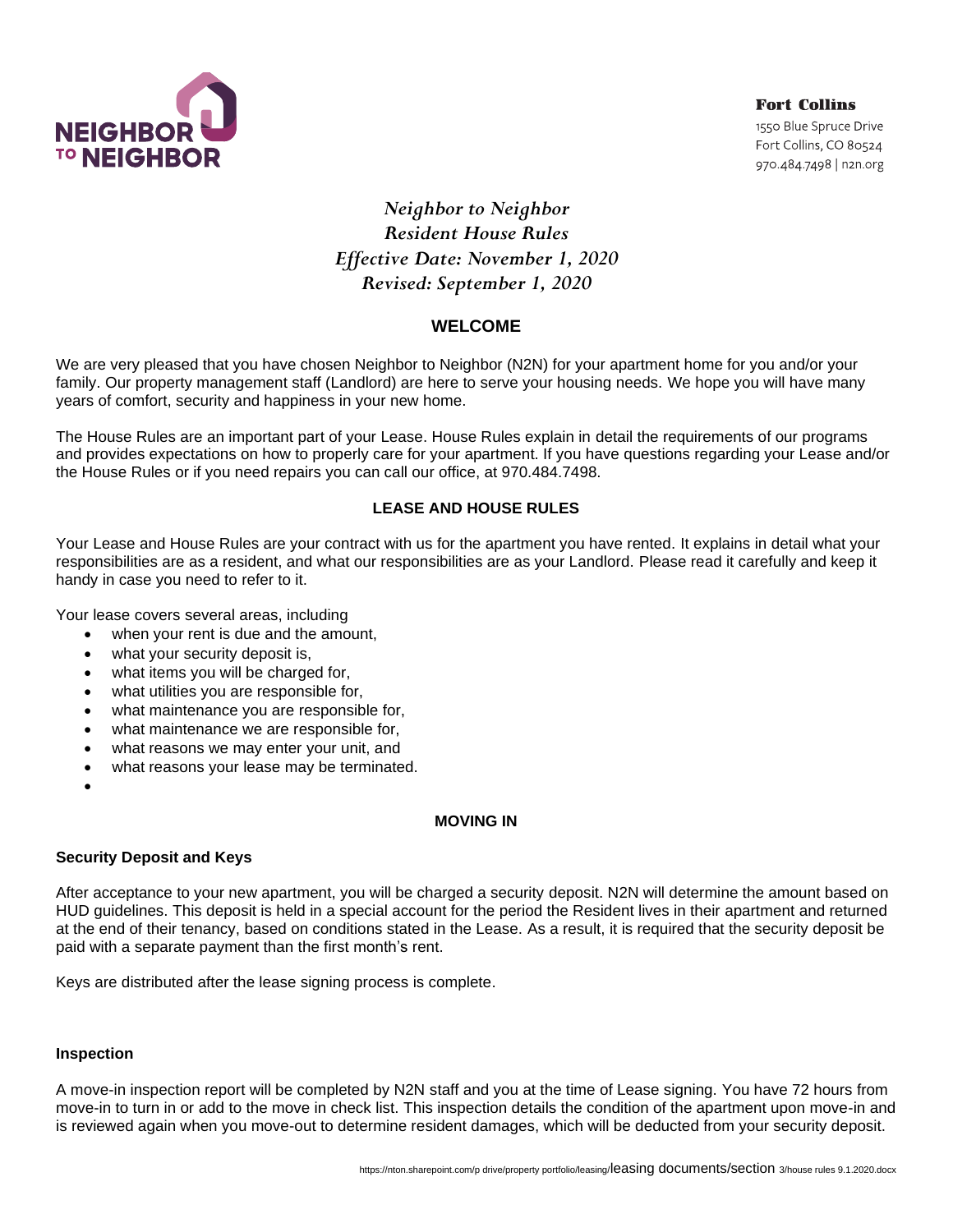NEIGHBOR TO NEIGHBOR

**Fort Collins**
1550 Blue Spruce Drive
Fort Collins, CO 80524
970.484.7498 | n2n.org

# *Neighbor to Neighbor*
# *Resident House Rules*
## *Effective Date: November 1, 2020*
## *Revised: September 1, 2020*

## WELCOME

We are very pleased that you have chosen Neighbor to Neighbor (N2N) for your apartment home for you and/or your family. Our property management staff (Landlord) are here to serve your housing needs. We hope you will have many years of comfort, security and happiness in your new home.

The House Rules are an important part of your Lease. House Rules explain in detail the requirements of our programs and provides expectations on how to properly care for your apartment. If you have questions regarding your Lease and/or the House Rules or if you need repairs you can call our office, at 970.484.7498.

## LEASE AND HOUSE RULES

Your Lease and House Rules are your contract with us for the apartment you have rented. It explains in detail what your responsibilities are as a resident, and what our responsibilities are as your Landlord. Please read it carefully and keep it handy in case you need to refer to it.

Your lease covers several areas, including

- when your rent is due and the amount,
- what your security deposit is,
- what items you will be charged for,
- what utilities you are responsible for,
- what maintenance you are responsible for,
- what maintenance we are responsible for,
- what reasons we may enter your unit, and
- what reasons your lease may be terminated.

## MOVING IN

### Security Deposit and Keys

After acceptance to your new apartment, you will be charged a security deposit. N2N will determine the amount based on HUD guidelines. This deposit is held in a special account for the period the Resident lives in their apartment and returned at the end of their tenancy, based on conditions stated in the Lease. As a result, it is required that the security deposit be paid with a separate payment than the first month's rent.

Keys are distributed after the lease signing process is complete.

### Inspection

A move-in inspection report will be completed by N2N staff and you at the time of Lease signing. You have 72 hours from move-in to turn in or add to the move in check list. This inspection details the condition of the apartment upon move-in and is reviewed again when you move-out to determine resident damages, which will be deducted from your security deposit.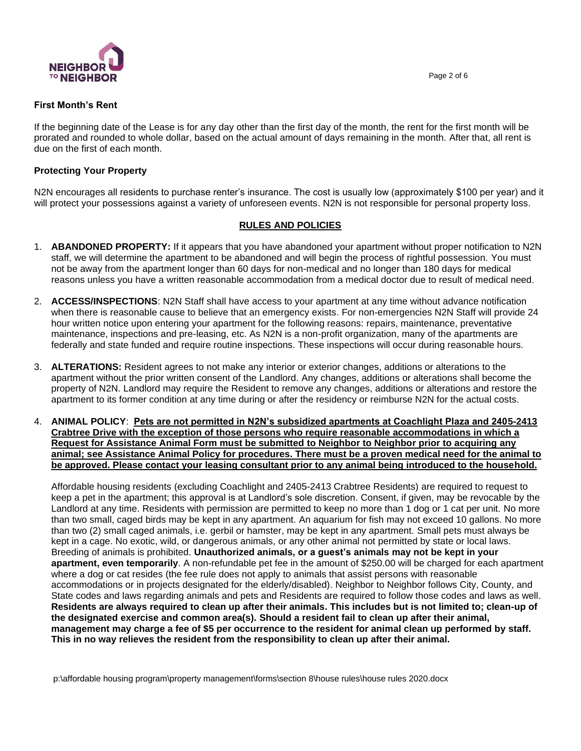### First Month's Rent

If the beginning date of the Lease is for any day other than the first day of the month, the rent for the first month will be prorated and rounded to whole dollar, based on the actual amount of days remaining in the month. After that, all rent is due on the first of each month.

### Protecting Your Property

N2N encourages all residents to purchase renter's insurance. The cost is usually low (approximately $100 per year) and it will protect your possessions against a variety of unforeseen events. N2N is not responsible for personal property loss.

## RULES AND POLICIES

1. **ABANDONED PROPERTY:** If it appears that you have abandoned your apartment without proper notification to N2N staff, we will determine the apartment to be abandoned and will begin the process of rightful possession. You must not be away from the apartment longer than 60 days for non-medical and no longer than 180 days for medical reasons unless you have a written reasonable accommodation from a medical doctor due to result of medical need.

2. **ACCESS/INSPECTIONS**: N2N Staff shall have access to your apartment at any time without advance notification when there is reasonable cause to believe that an emergency exists. For non-emergencies N2N Staff will provide 24 hour written notice upon entering your apartment for the following reasons: repairs, maintenance, preventative maintenance, inspections and pre-leasing, etc. As N2N is a non-profit organization, many of the apartments are federally and state funded and require routine inspections. These inspections will occur during reasonable hours.

3. **ALTERATIONS:** Resident agrees to not make any interior or exterior changes, additions or alterations to the apartment without the prior written consent of the Landlord. Any changes, additions or alterations shall become the property of N2N. Landlord may require the Resident to remove any changes, additions or alterations and restore the apartment to its former condition at any time during or after the residency or reimburse N2N for the actual costs.

4. **ANIMAL POLICY**: **Pets are not permitted in N2N's subsidized apartments at Coachlight Plaza and 2405-2413 Crabtree Drive with the exception of those persons who require reasonable accommodations in which a Request for Assistance Animal Form must be submitted to Neighbor to Neighbor prior to acquiring any animal; see Assistance Animal Policy for procedures. There must be a proven medical need for the animal to be approved. Please contact your leasing consultant prior to any animal being introduced to the household.**

   Affordable housing residents (excluding Coachlight and 2405-2413 Crabtree Residents) are required to request to keep a pet in the apartment; this approval is at Landlord's sole discretion. Consent, if given, may be revocable by the Landlord at any time. Residents with permission are permitted to keep no more than 1 dog or 1 cat per unit. No more than two small, caged birds may be kept in any apartment. An aquarium for fish may not exceed 10 gallons. No more than two (2) small caged animals, i.e. gerbil or hamster, may be kept in any apartment. Small pets must always be kept in a cage. No exotic, wild, or dangerous animals, or any other animal not permitted by state or local laws. Breeding of animals is prohibited. **Unauthorized animals, or a guest's animals may not be kept in your apartment, even temporarily**. A non-refundable pet fee in the amount of $250.00 will be charged for each apartment where a dog or cat resides (the fee rule does not apply to animals that assist persons with reasonable accommodations or in projects designated for the elderly/disabled). Neighbor to Neighbor follows City, County, and State codes and laws regarding animals and pets and Residents are required to follow those codes and laws as well. **Residents are always required to clean up after their animals. This includes but is not limited to; clean-up of the designated exercise and common area(s). Should a resident fail to clean up after their animal, management may charge a fee of $5 per occurrence to the resident for animal clean up performed by staff. This in no way relieves the resident from the responsibility to clean up after their animal.**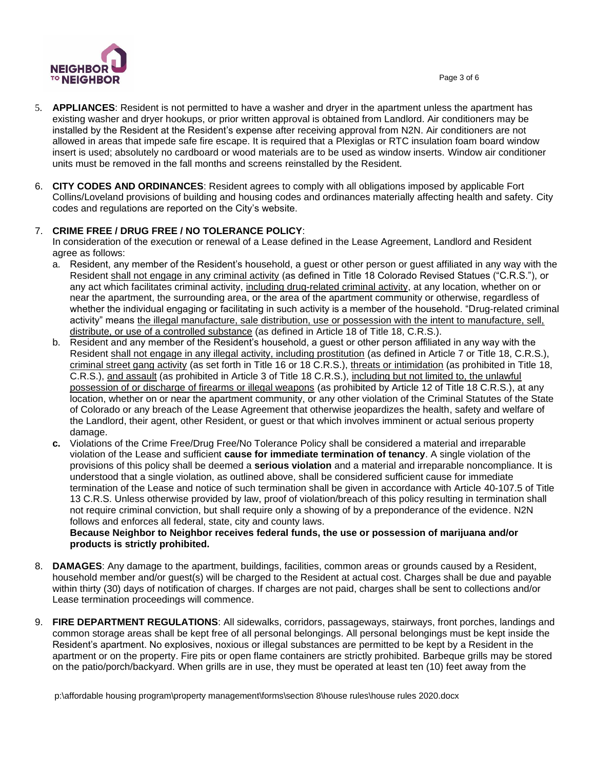5. **APPLIANCES**: Resident is not permitted to have a washer and dryer in the apartment unless the apartment has existing washer and dryer hookups, or prior written approval is obtained from Landlord. Air conditioners may be installed by the Resident at the Resident's expense after receiving approval from N2N. Air conditioners are not allowed in areas that impede safe fire escape. It is required that a Plexiglas or RTC insulation foam board window insert is used; absolutely no cardboard or wood materials are to be used as window inserts. Window air conditioner units must be removed in the fall months and screens reinstalled by the Resident.

6. **CITY CODES AND ORDINANCES**: Resident agrees to comply with all obligations imposed by applicable Fort Collins/Loveland provisions of building and housing codes and ordinances materially affecting health and safety. City codes and regulations are reported on the City's website.

7. **CRIME FREE / DRUG FREE / NO TOLERANCE POLICY**:
   In consideration of the execution or renewal of a Lease defined in the Lease Agreement, Landlord and Resident agree as follows:
   a. Resident, any member of the Resident's household, a guest or other person or guest affiliated in any way with the Resident shall not engage in any criminal activity (as defined in Title 18 Colorado Revised Statues ("C.R.S."), or any act which facilitates criminal activity, including drug-related criminal activity, at any location, whether on or near the apartment, the surrounding area, or the area of the apartment community or otherwise, regardless of whether the individual engaging or facilitating in such activity is a member of the household. "Drug-related criminal activity" means the illegal manufacture, sale distribution, use or possession with the intent to manufacture, sell, distribute, or use of a controlled substance (as defined in Article 18 of Title 18, C.R.S.).
   b. Resident and any member of the Resident's household, a guest or other person affiliated in any way with the Resident shall not engage in any illegal activity, including prostitution (as defined in Article 7 or Title 18, C.R.S.), criminal street gang activity (as set forth in Title 16 or 18 C.R.S.), threats or intimidation (as prohibited in Title 18, C.R.S.), and assault (as prohibited in Article 3 of Title 18 C.R.S.), including but not limited to, the unlawful possession of or discharge of firearms or illegal weapons (as prohibited by Article 12 of Title 18 C.R.S.), at any location, whether on or near the apartment community, or any other violation of the Criminal Statutes of the State of Colorado or any breach of the Lease Agreement that otherwise jeopardizes the health, safety and welfare of the Landlord, their agent, other Resident, or guest or that which involves imminent or actual serious property damage.
   **c.** Violations of the Crime Free/Drug Free/No Tolerance Policy shall be considered a material and irreparable violation of the Lease and sufficient **cause for immediate termination of tenancy**. A single violation of the provisions of this policy shall be deemed a **serious violation** and a material and irreparable noncompliance. It is understood that a single violation, as outlined above, shall be considered sufficient cause for immediate termination of the Lease and notice of such termination shall be given in accordance with Article 40-107.5 of Title 13 C.R.S. Unless otherwise provided by law, proof of violation/breach of this policy resulting in termination shall not require criminal conviction, but shall require only a showing of by a preponderance of the evidence. N2N follows and enforces all federal, state, city and county laws.
   **Because Neighbor to Neighbor receives federal funds, the use or possession of marijuana and/or products is strictly prohibited.**

8. **DAMAGES**: Any damage to the apartment, buildings, facilities, common areas or grounds caused by a Resident, household member and/or guest(s) will be charged to the Resident at actual cost. Charges shall be due and payable within thirty (30) days of notification of charges. If charges are not paid, charges shall be sent to collections and/or Lease termination proceedings will commence.

9. **FIRE DEPARTMENT REGULATIONS**: All sidewalks, corridors, passageways, stairways, front porches, landings and common storage areas shall be kept free of all personal belongings. All personal belongings must be kept inside the Resident's apartment. No explosives, noxious or illegal substances are permitted to be kept by a Resident in the apartment or on the property. Fire pits or open flame containers are strictly prohibited. Barbeque grills may be stored on the patio/porch/backyard. When grills are in use, they must be operated at least ten (10) feet away from the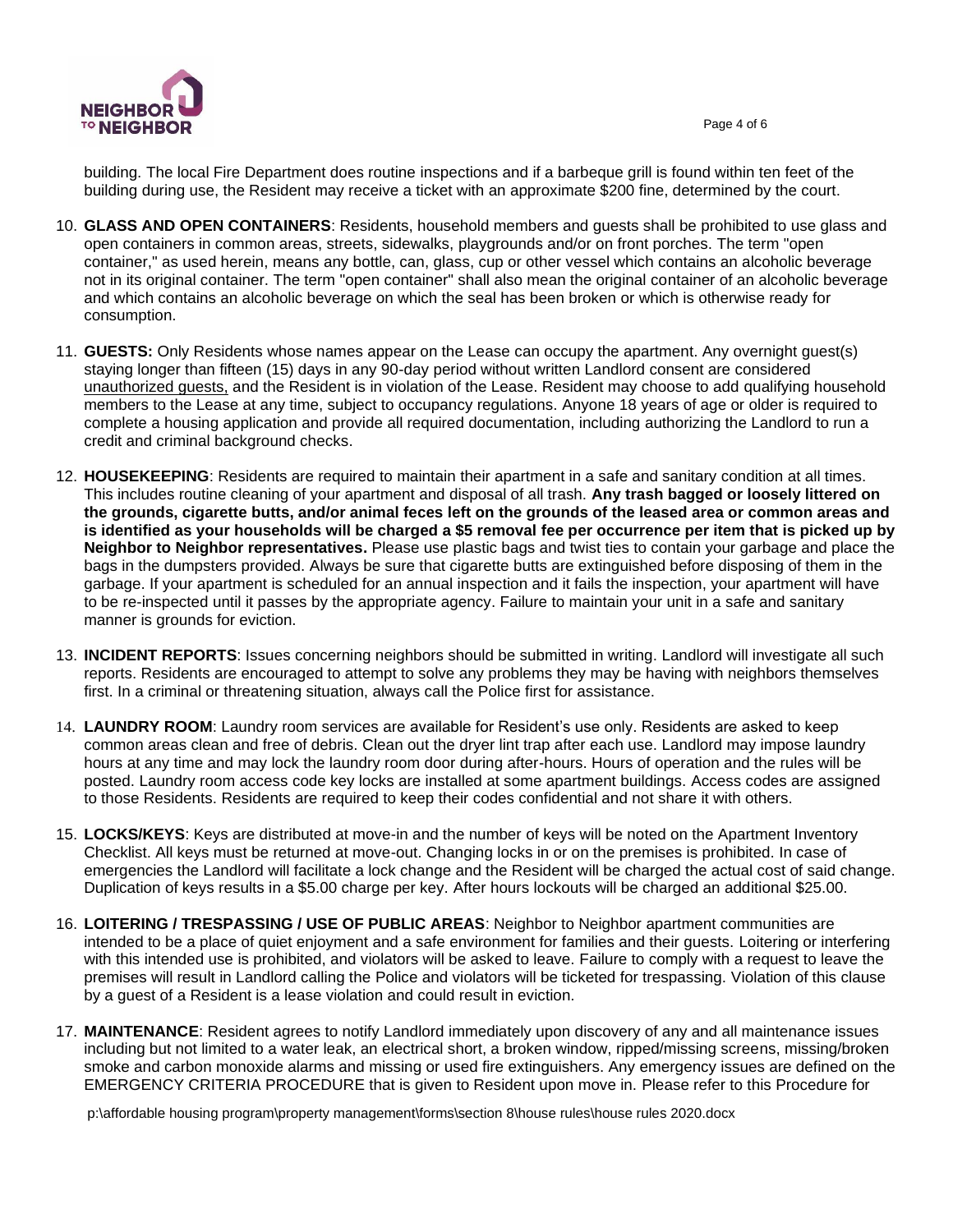building. The local Fire Department does routine inspections and if a barbeque grill is found within ten feet of the building during use, the Resident may receive a ticket with an approximate $200 fine, determined by the court.

10. **GLASS AND OPEN CONTAINERS**: Residents, household members and guests shall be prohibited to use glass and open containers in common areas, streets, sidewalks, playgrounds and/or on front porches. The term "open container," as used herein, means any bottle, can, glass, cup or other vessel which contains an alcoholic beverage not in its original container. The term "open container" shall also mean the original container of an alcoholic beverage and which contains an alcoholic beverage on which the seal has been broken or which is otherwise ready for consumption.

11. **GUESTS:** Only Residents whose names appear on the Lease can occupy the apartment. Any overnight guest(s) staying longer than fifteen (15) days in any 90-day period without written Landlord consent are considered unauthorized guests, and the Resident is in violation of the Lease. Resident may choose to add qualifying household members to the Lease at any time, subject to occupancy regulations. Anyone 18 years of age or older is required to complete a housing application and provide all required documentation, including authorizing the Landlord to run a credit and criminal background checks.

12. **HOUSEKEEPING**: Residents are required to maintain their apartment in a safe and sanitary condition at all times. This includes routine cleaning of your apartment and disposal of all trash. **Any trash bagged or loosely littered on the grounds, cigarette butts, and/or animal feces left on the grounds of the leased area or common areas and is identified as your households will be charged a $5 removal fee per occurrence per item that is picked up by Neighbor to Neighbor representatives.** Please use plastic bags and twist ties to contain your garbage and place the bags in the dumpsters provided. Always be sure that cigarette butts are extinguished before disposing of them in the garbage. If your apartment is scheduled for an annual inspection and it fails the inspection, your apartment will have to be re-inspected until it passes by the appropriate agency. Failure to maintain your unit in a safe and sanitary manner is grounds for eviction.

13. **INCIDENT REPORTS**: Issues concerning neighbors should be submitted in writing. Landlord will investigate all such reports. Residents are encouraged to attempt to solve any problems they may be having with neighbors themselves first. In a criminal or threatening situation, always call the Police first for assistance.

14. **LAUNDRY ROOM**: Laundry room services are available for Resident's use only. Residents are asked to keep common areas clean and free of debris. Clean out the dryer lint trap after each use. Landlord may impose laundry hours at any time and may lock the laundry room door during after-hours. Hours of operation and the rules will be posted. Laundry room access code key locks are installed at some apartment buildings. Access codes are assigned to those Residents. Residents are required to keep their codes confidential and not share it with others.

15. **LOCKS/KEYS**: Keys are distributed at move-in and the number of keys will be noted on the Apartment Inventory Checklist. All keys must be returned at move-out. Changing locks in or on the premises is prohibited. In case of emergencies the Landlord will facilitate a lock change and the Resident will be charged the actual cost of said change. Duplication of keys results in a $5.00 charge per key. After hours lockouts will be charged an additional $25.00.

16. **LOITERING / TRESPASSING / USE OF PUBLIC AREAS**: Neighbor to Neighbor apartment communities are intended to be a place of quiet enjoyment and a safe environment for families and their guests. Loitering or interfering with this intended use is prohibited, and violators will be asked to leave. Failure to comply with a request to leave the premises will result in Landlord calling the Police and violators will be ticketed for trespassing. Violation of this clause by a guest of a Resident is a lease violation and could result in eviction.

17. **MAINTENANCE**: Resident agrees to notify Landlord immediately upon discovery of any and all maintenance issues including but not limited to a water leak, an electrical short, a broken window, ripped/missing screens, missing/broken smoke and carbon monoxide alarms and missing or used fire extinguishers. Any emergency issues are defined on the EMERGENCY CRITERIA PROCEDURE that is given to Resident upon move in. Please refer to this Procedure for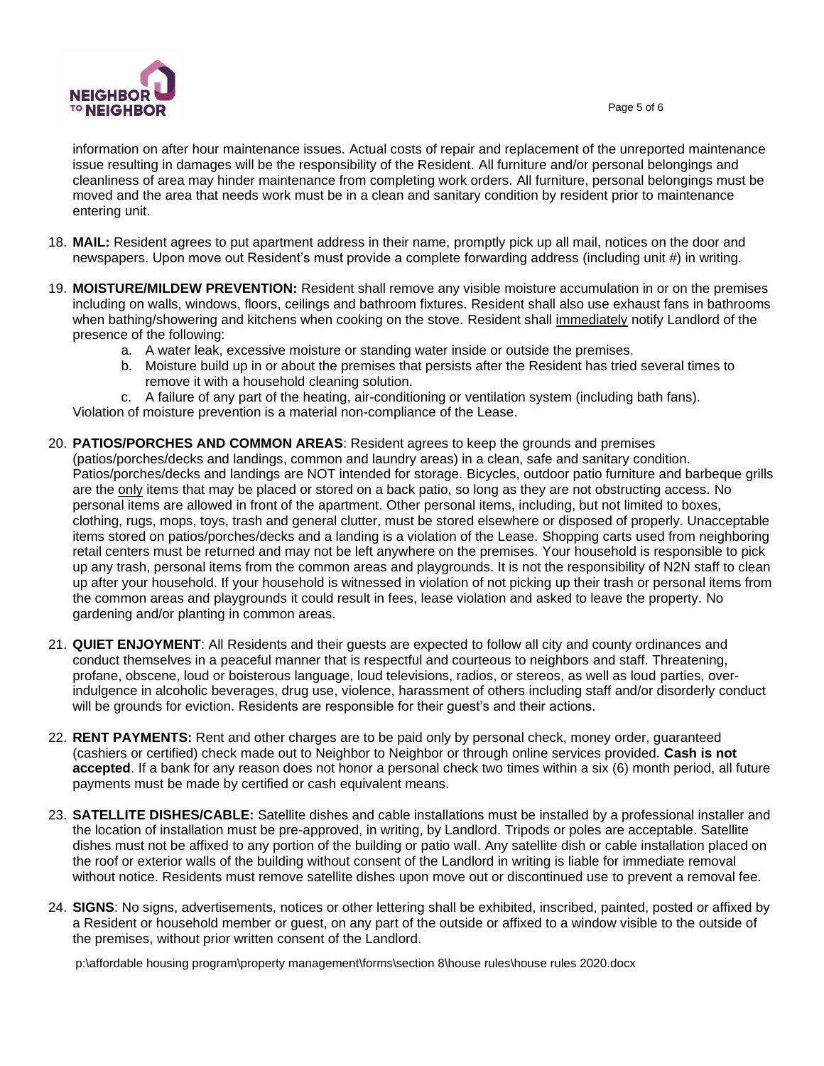information on after hour maintenance issues. Actual costs of repair and replacement of the unreported maintenance issue resulting in damages will be the responsibility of the Resident. All furniture and/or personal belongings and cleanliness of area may hinder maintenance from completing work orders. All furniture, personal belongings must be moved and the area that needs work must be in a clean and sanitary condition by resident prior to maintenance entering unit.

18. **MAIL:** Resident agrees to put apartment address in their name, promptly pick up all mail, notices on the door and newspapers. Upon move out Resident's must provide a complete forwarding address (including unit #) in writing.

19. **MOISTURE/MILDEW PREVENTION:** Resident shall remove any visible moisture accumulation in or on the premises including on walls, windows, floors, ceilings and bathroom fixtures. Resident shall also use exhaust fans in bathrooms when bathing/showering and kitchens when cooking on the stove. Resident shall <u>immediately</u> notify Landlord of the presence of the following:
    a. A water leak, excessive moisture or standing water inside or outside the premises.
    b. Moisture build up in or about the premises that persists after the Resident has tried several times to remove it with a household cleaning solution.
    c. A failure of any part of the heating, air-conditioning or ventilation system (including bath fans).

    Violation of moisture prevention is a material non-compliance of the Lease.

20. **PATIOS/PORCHES AND COMMON AREAS**: Resident agrees to keep the grounds and premises (patios/porches/decks and landings, common and laundry areas) in a clean, safe and sanitary condition. Patios/porches/decks and landings are NOT intended for storage. Bicycles, outdoor patio furniture and barbeque grills are the <u>only</u> items that may be placed or stored on a back patio, so long as they are not obstructing access. No personal items are allowed in front of the apartment. Other personal items, including, but not limited to boxes, clothing, rugs, mops, toys, trash and general clutter, must be stored elsewhere or disposed of properly. Unacceptable items stored on patios/porches/decks and a landing is a violation of the Lease. Shopping carts used from neighboring retail centers must be returned and may not be left anywhere on the premises. Your household is responsible to pick up any trash, personal items from the common areas and playgrounds. It is not the responsibility of N2N staff to clean up after your household. If your household is witnessed in violation of not picking up their trash or personal items from the common areas and playgrounds it could result in fees, lease violation and asked to leave the property. No gardening and/or planting in common areas.

21. **QUIET ENJOYMENT**: All Residents and their guests are expected to follow all city and county ordinances and conduct themselves in a peaceful manner that is respectful and courteous to neighbors and staff. Threatening, profane, obscene, loud or boisterous language, loud televisions, radios, or stereos, as well as loud parties, over-indulgence in alcoholic beverages, drug use, violence, harassment of others including staff and/or disorderly conduct will be grounds for eviction. Residents are responsible for their guest's and their actions.

22. **RENT PAYMENTS:** Rent and other charges are to be paid only by personal check, money order, guaranteed (cashiers or certified) check made out to Neighbor to Neighbor or through online services provided. **Cash is not accepted**. If a bank for any reason does not honor a personal check two times within a six (6) month period, all future payments must be made by certified or cash equivalent means.

23. **SATELLITE DISHES/CABLE:** Satellite dishes and cable installations must be installed by a professional installer and the location of installation must be pre-approved, in writing, by Landlord. Tripods or poles are acceptable. Satellite dishes must not be affixed to any portion of the building or patio wall. Any satellite dish or cable installation placed on the roof or exterior walls of the building without consent of the Landlord in writing is liable for immediate removal without notice. Residents must remove satellite dishes upon move out or discontinued use to prevent a removal fee.

24. **SIGNS**: No signs, advertisements, notices or other lettering shall be exhibited, inscribed, painted, posted or affixed by a Resident or household member or guest, on any part of the outside or affixed to a window visible to the outside of the premises, without prior written consent of the Landlord.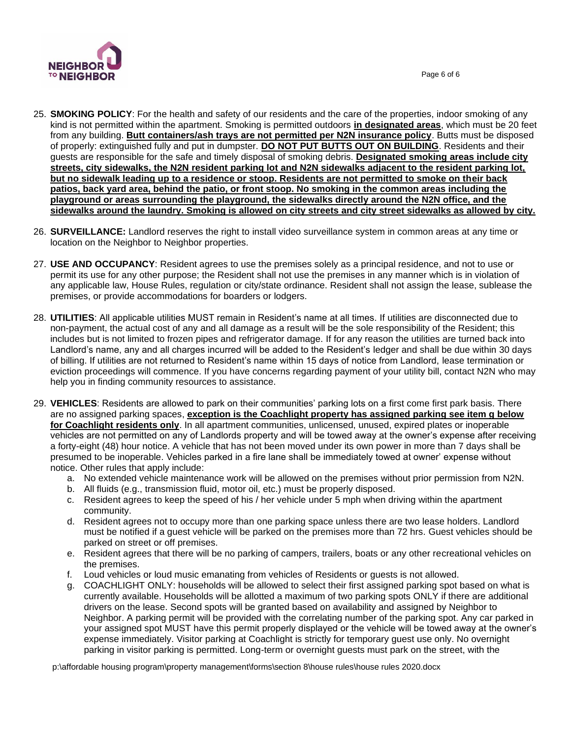25. **SMOKING POLICY**: For the health and safety of our residents and the care of the properties, indoor smoking of any kind is not permitted within the apartment. Smoking is permitted outdoors **<u>in designated areas</u>**, which must be 20 feet from any building. **<u>Butt containers/ash trays are not permitted per N2N insurance policy</u>**. Butts must be disposed of properly: extinguished fully and put in dumpster. **<u>DO NOT PUT BUTTS OUT ON BUILDING</u>**. Residents and their guests are responsible for the safe and timely disposal of smoking debris. **<u>Designated smoking areas include city streets, city sidewalks, the N2N resident parking lot and N2N sidewalks adjacent to the resident parking lot, but no sidewalk leading up to a residence or stoop. Residents are not permitted to smoke on their back patios, back yard area, behind the patio, or front stoop. No smoking in the common areas including the playground or areas surrounding the playground, the sidewalks directly around the N2N office, and the sidewalks around the laundry. Smoking is allowed on city streets and city street sidewalks as allowed by city.</u>**

26. **SURVEILLANCE:** Landlord reserves the right to install video surveillance system in common areas at any time or location on the Neighbor to Neighbor properties.

27. **USE AND OCCUPANCY**: Resident agrees to use the premises solely as a principal residence, and not to use or permit its use for any other purpose; the Resident shall not use the premises in any manner which is in violation of any applicable law, House Rules, regulation or city/state ordinance. Resident shall not assign the lease, sublease the premises, or provide accommodations for boarders or lodgers.

28. **UTILITIES**: All applicable utilities MUST remain in Resident's name at all times. If utilities are disconnected due to non-payment, the actual cost of any and all damage as a result will be the sole responsibility of the Resident; this includes but is not limited to frozen pipes and refrigerator damage. If for any reason the utilities are turned back into Landlord's name, any and all charges incurred will be added to the Resident's ledger and shall be due within 30 days of billing. If utilities are not returned to Resident's name within 15 days of notice from Landlord, lease termination or eviction proceedings will commence. If you have concerns regarding payment of your utility bill, contact N2N who may help you in finding community resources to assistance.

29. **VEHICLES**: Residents are allowed to park on their communities' parking lots on a first come first park basis. There are no assigned parking spaces, **<u>exception is the Coachlight property has assigned parking see item g below for Coachlight residents only</u>**. In all apartment communities, unlicensed, unused, expired plates or inoperable vehicles are not permitted on any of Landlords property and will be towed away at the owner's expense after receiving a forty-eight (48) hour notice. A vehicle that has not been moved under its own power in more than 7 days shall be presumed to be inoperable. Vehicles parked in a fire lane shall be immediately towed at owner' expense without notice. Other rules that apply include:
    a. No extended vehicle maintenance work will be allowed on the premises without prior permission from N2N.
    b. All fluids (e.g., transmission fluid, motor oil, etc.) must be properly disposed.
    c. Resident agrees to keep the speed of his / her vehicle under 5 mph when driving within the apartment community.
    d. Resident agrees not to occupy more than one parking space unless there are two lease holders. Landlord must be notified if a guest vehicle will be parked on the premises more than 72 hrs. Guest vehicles should be parked on street or off premises.
    e. Resident agrees that there will be no parking of campers, trailers, boats or any other recreational vehicles on the premises.
    f. Loud vehicles or loud music emanating from vehicles of Residents or guests is not allowed.
    g. COACHLIGHT ONLY: households will be allowed to select their first assigned parking spot based on what is currently available. Households will be allotted a maximum of two parking spots ONLY if there are additional drivers on the lease. Second spots will be granted based on availability and assigned by Neighbor to Neighbor. A parking permit will be provided with the correlating number of the parking spot. Any car parked in your assigned spot MUST have this permit properly displayed or the vehicle will be towed away at the owner's expense immediately. Visitor parking at Coachlight is strictly for temporary guest use only. No overnight parking in visitor parking is permitted. Long-term or overnight guests must park on the street, with the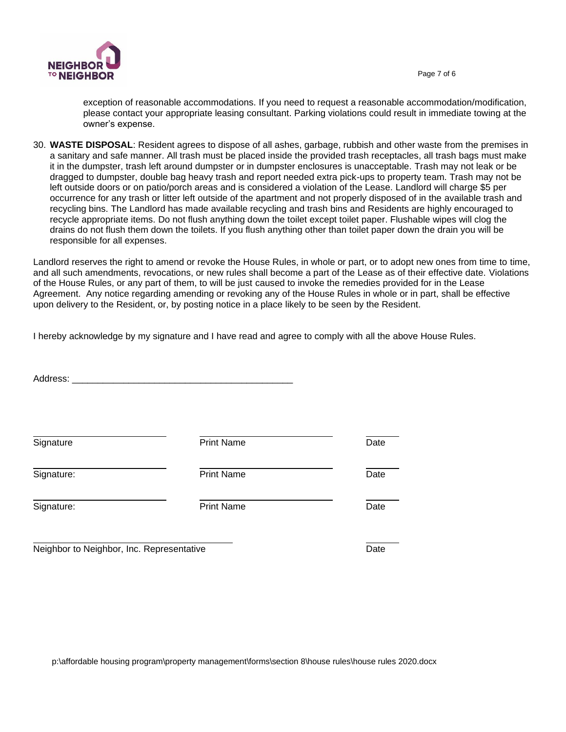exception of reasonable accommodations. If you need to request a reasonable accommodation/modification, please contact your appropriate leasing consultant. Parking violations could result in immediate towing at the owner's expense.

30. **WASTE DISPOSAL**: Resident agrees to dispose of all ashes, garbage, rubbish and other waste from the premises in a sanitary and safe manner. All trash must be placed inside the provided trash receptacles, all trash bags must make it in the dumpster, trash left around dumpster or in dumpster enclosures is unacceptable. Trash may not leak or be dragged to dumpster, double bag heavy trash and report needed extra pick-ups to property team. Trash may not be left outside doors or on patio/porch areas and is considered a violation of the Lease. Landlord will charge $5 per occurrence for any trash or litter left outside of the apartment and not properly disposed of in the available trash and recycling bins. The Landlord has made available recycling and trash bins and Residents are highly encouraged to recycle appropriate items. Do not flush anything down the toilet except toilet paper. Flushable wipes will clog the drains do not flush them down the toilets. If you flush anything other than toilet paper down the drain you will be responsible for all expenses.

Landlord reserves the right to amend or revoke the House Rules, in whole or part, or to adopt new ones from time to time, and all such amendments, revocations, or new rules shall become a part of the Lease as of their effective date. Violations of the House Rules, or any part of them, to will be just caused to invoke the remedies provided for in the Lease Agreement. Any notice regarding amending or revoking any of the House Rules in whole or in part, shall be effective upon delivery to the Resident, or, by posting notice in a place likely to be seen by the Resident.

I hereby acknowledge by my signature and I have read and agree to comply with all the above House Rules.

Address: ____________________________________________

| | | |
|---|---|---|
| Signature | Print Name | Date |
| Signature: | Print Name | Date |
| Signature: | Print Name | Date |

_______________________________________

Neighbor to Neighbor, Inc. Representative Date

p:\affordable housing program\property management\forms\section 8\house rules\house rules 2020.docx